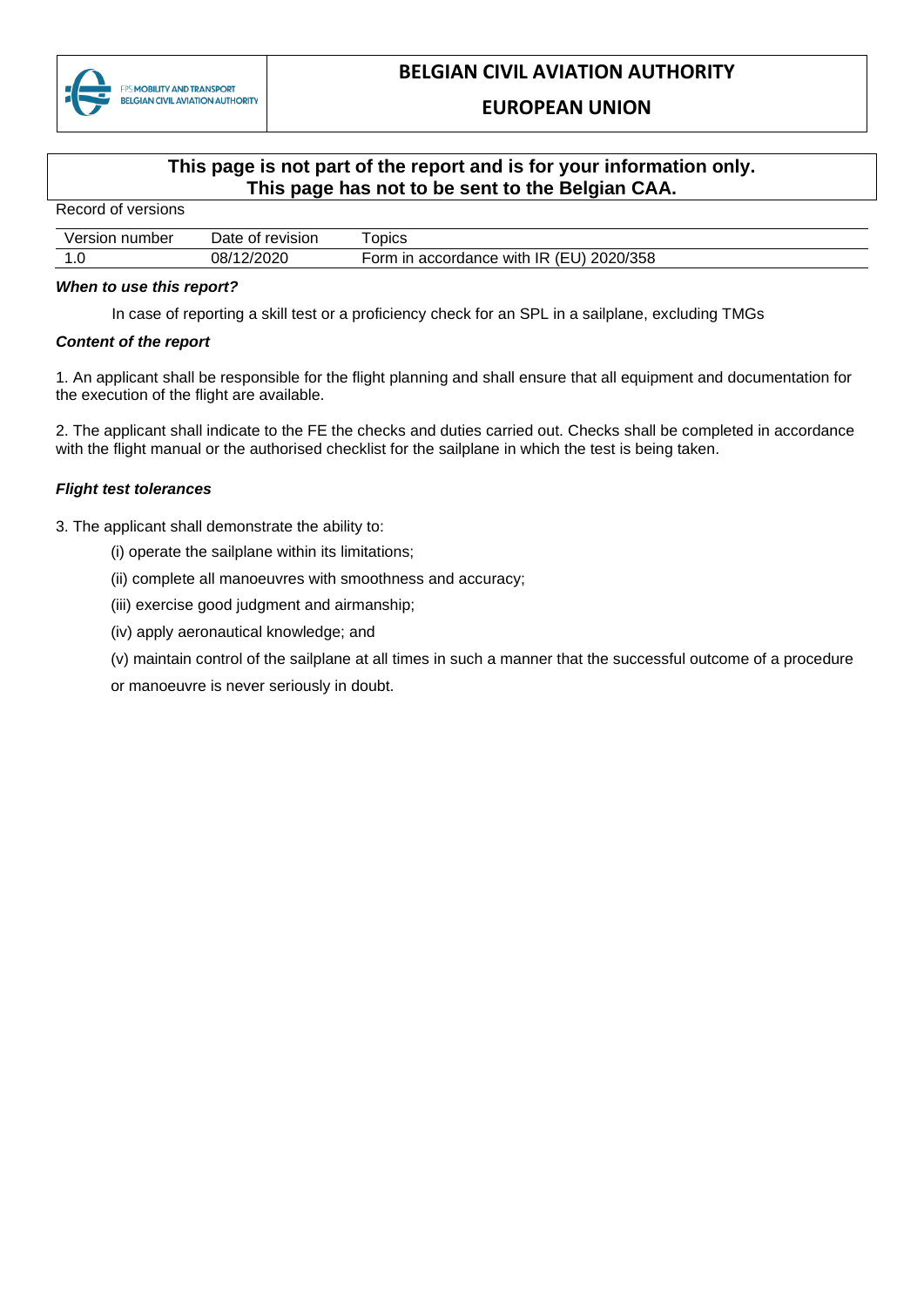| FPS MOBILITY AND TRANSPORT BELGIAN CIVIL AVIATION AUTHORITY | **BELGIAN CIVIL AVIATION AUTHORITY** **EUROPEAN UNION** |
|---|---|

**This page is not part of the report and is for your information only. This page has not to be sent to the Belgian CAA.**

Record of versions

| Version number | Date of revision | Topics |
|---|---|---|
| 1.0 | 08/12/2020 | Form in accordance with IR (EU) 2020/358 |

***When to use this report?***

In case of reporting a skill test or a proficiency check for an SPL in a sailplane, excluding TMGs

***Content of the report***

1. An applicant shall be responsible for the flight planning and shall ensure that all equipment and documentation for the execution of the flight are available.

2. The applicant shall indicate to the FE the checks and duties carried out. Checks shall be completed in accordance with the flight manual or the authorised checklist for the sailplane in which the test is being taken.

***Flight test tolerances***

3. The applicant shall demonstrate the ability to:

(i) operate the sailplane within its limitations;

(ii) complete all manoeuvres with smoothness and accuracy;

(iii) exercise good judgment and airmanship;

(iv) apply aeronautical knowledge; and

(v) maintain control of the sailplane at all times in such a manner that the successful outcome of a procedure or manoeuvre is never seriously in doubt.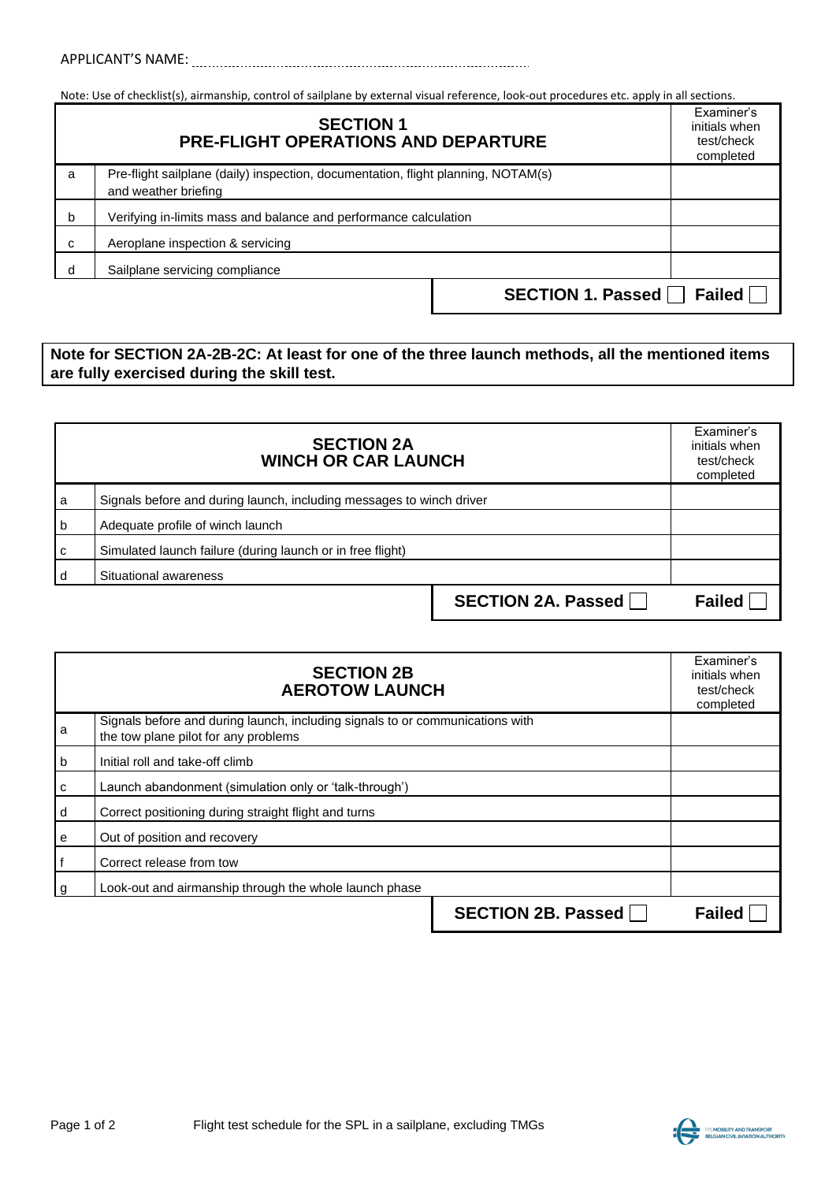APPLICANT'S NAME: ..........................................................................

Note: Use of checklist(s), airmanship, control of sailplane by external visual reference, look-out procedures etc. apply in all sections.

| | **SECTION 1** **PRE-FLIGHT OPERATIONS AND DEPARTURE** | Examiner's initials when test/check completed |
|---|---|---|
| a | Pre-flight sailplane (daily) inspection, documentation, flight planning, NOTAM(s) and weather briefing | |
| b | Verifying in-limits mass and balance and performance calculation | |
| c | Aeroplane inspection & servicing | |
| d | Sailplane servicing compliance | |
| | **SECTION 1. Passed** ☐ | **Failed** ☐ |

**Note for SECTION 2A-2B-2C: At least for one of the three launch methods, all the mentioned items are fully exercised during the skill test.**

| | **SECTION 2A** **WINCH OR CAR LAUNCH** | Examiner's initials when test/check completed |
|---|---|---|
| a | Signals before and during launch, including messages to winch driver | |
| b | Adequate profile of winch launch | |
| c | Simulated launch failure (during launch or in free flight) | |
| d | Situational awareness | |
| | **SECTION 2A. Passed** ☐ | **Failed** ☐ |

| | **SECTION 2B** **AEROTOW LAUNCH** | Examiner's initials when test/check completed |
|---|---|---|
| a | Signals before and during launch, including signals to or communications with the tow plane pilot for any problems | |
| b | Initial roll and take-off climb | |
| c | Launch abandonment (simulation only or 'talk-through') | |
| d | Correct positioning during straight flight and turns | |
| e | Out of position and recovery | |
| f | Correct release from tow | |
| g | Look-out and airmanship through the whole launch phase | |
| | **SECTION 2B. Passed** ☐ | **Failed** ☐ |

Flight test schedule for the SPL in a sailplane, excluding TMGs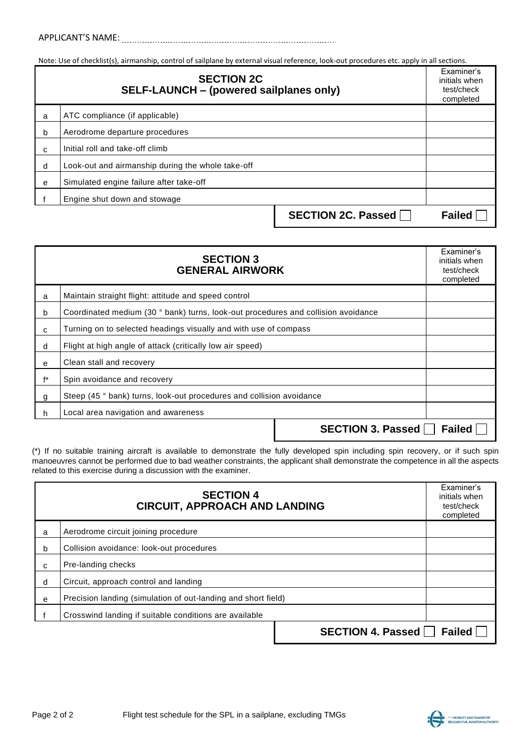APPLICANT'S NAME: ............................................................................

Note: Use of checklist(s), airmanship, control of sailplane by external visual reference, look-out procedures etc. apply in all sections.

| | SECTION 2C<br>SELF-LAUNCH – (powered sailplanes only) | Examiner's initials when test/check completed |
|---|---|---|
| a | ATC compliance (if applicable) | |
| b | Aerodrome departure procedures | |
| c | Initial roll and take-off climb | |
| d | Look-out and airmanship during the whole take-off | |
| e | Simulated engine failure after take-off | |
| f | Engine shut down and stowage | |
| | **SECTION 2C. Passed** ☐ | **Failed** ☐ |

| | SECTION 3<br>GENERAL AIRWORK | Examiner's initials when test/check completed |
|---|---|---|
| a | Maintain straight flight: attitude and speed control | |
| b | Coordinated medium (30 ° bank) turns, look-out procedures and collision avoidance | |
| c | Turning on to selected headings visually and with use of compass | |
| d | Flight at high angle of attack (critically low air speed) | |
| e | Clean stall and recovery | |
| f* | Spin avoidance and recovery | |
| g | Steep (45 ° bank) turns, look-out procedures and collision avoidance | |
| h | Local area navigation and awareness | |
| | **SECTION 3. Passed** ☐ | **Failed** ☐ |

(*) If no suitable training aircraft is available to demonstrate the fully developed spin including spin recovery, or if such spin manoeuvres cannot be performed due to bad weather constraints, the applicant shall demonstrate the competence in all the aspects related to this exercise during a discussion with the examiner.

| | SECTION 4<br>CIRCUIT, APPROACH AND LANDING | Examiner's initials when test/check completed |
|---|---|---|
| a | Aerodrome circuit joining procedure | |
| b | Collision avoidance: look-out procedures | |
| c | Pre-landing checks | |
| d | Circuit, approach control and landing | |
| e | Precision landing (simulation of out-landing and short field) | |
| f | Crosswind landing if suitable conditions are available | |
| | **SECTION 4. Passed** ☐ | **Failed** ☐ |